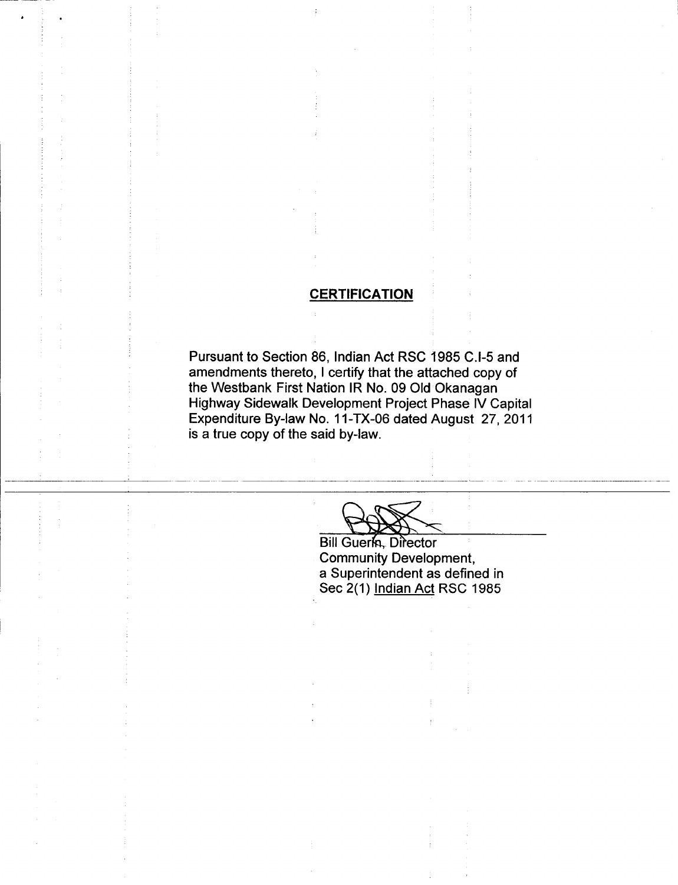## CERTIFICATION

Pursuant to Section 86, Indian Act RSC 1985 C.I-5 and amendments thereto, I certify that the attached copy of the Westbank First Nation IR No. 09 Old Okanagan Highway Sidewalk Development Project Phase IV Capital Expenditure By-law No. 11-TX-06 dated August 27, 2011 is a true copy of the said by-law.

Bill Guerin, Director
Community Development,
a Superintendent as defined in
Sec 2(1) Indian Act RSC 1985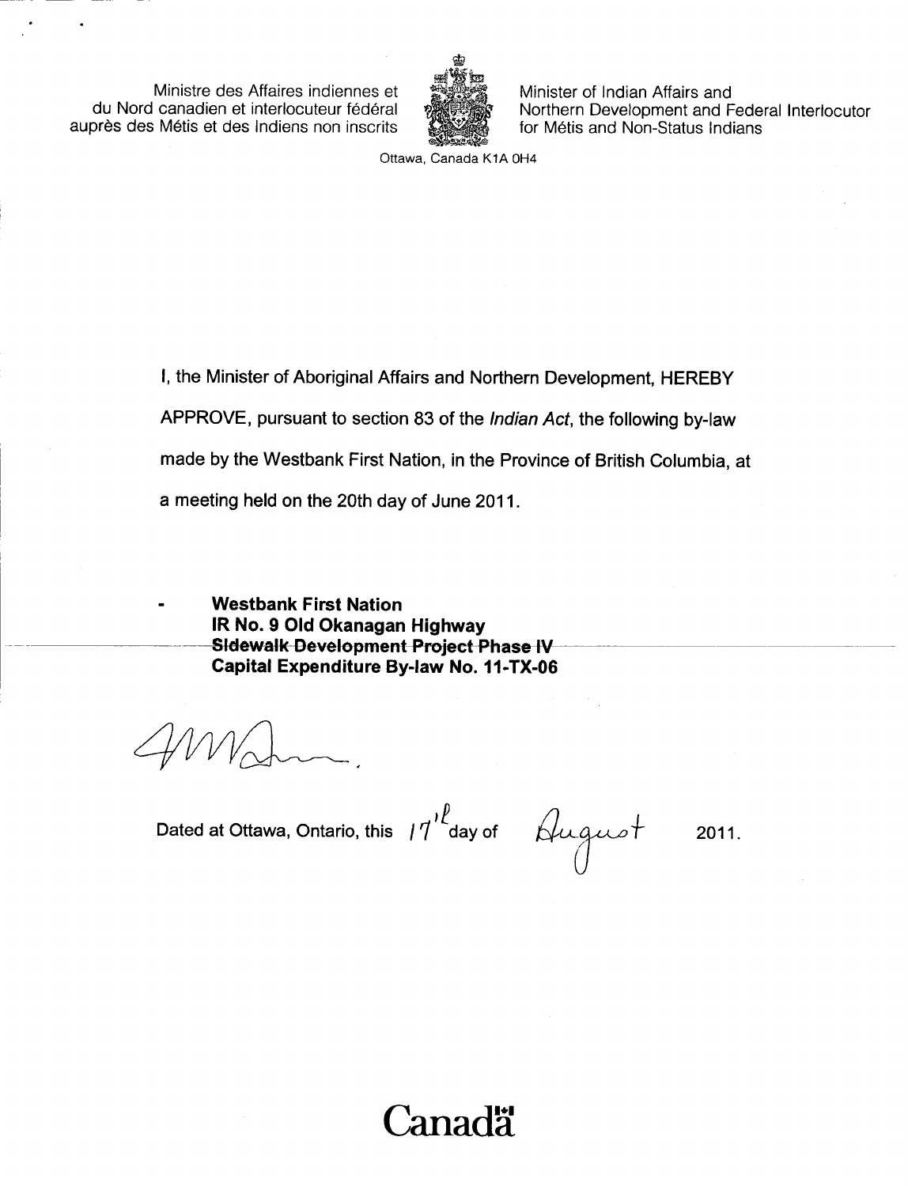Ministre des Affaires indiennes et du Nord canadien et interlocuteur fédéral auprès des Métis et des Indiens non inscrits

Minister of Indian Affairs and Northern Development and Federal Interlocutor for Métis and Non-Status Indians

Ottawa, Canada K1A 0H4

I, the Minister of Aboriginal Affairs and Northern Development, HEREBY APPROVE, pursuant to section 83 of the *Indian Act*, the following by-law made by the Westbank First Nation, in the Province of British Columbia, at a meeting held on the 20th day of June 2011.

- **Westbank First Nation**
  **IR No. 9 Old Okanagan Highway**
  **Sidewalk Development Project Phase IV**
  **Capital Expenditure By-law No. 11-TX-06**

Dated at Ottawa, Ontario, this 17th day of August 2011.

Canada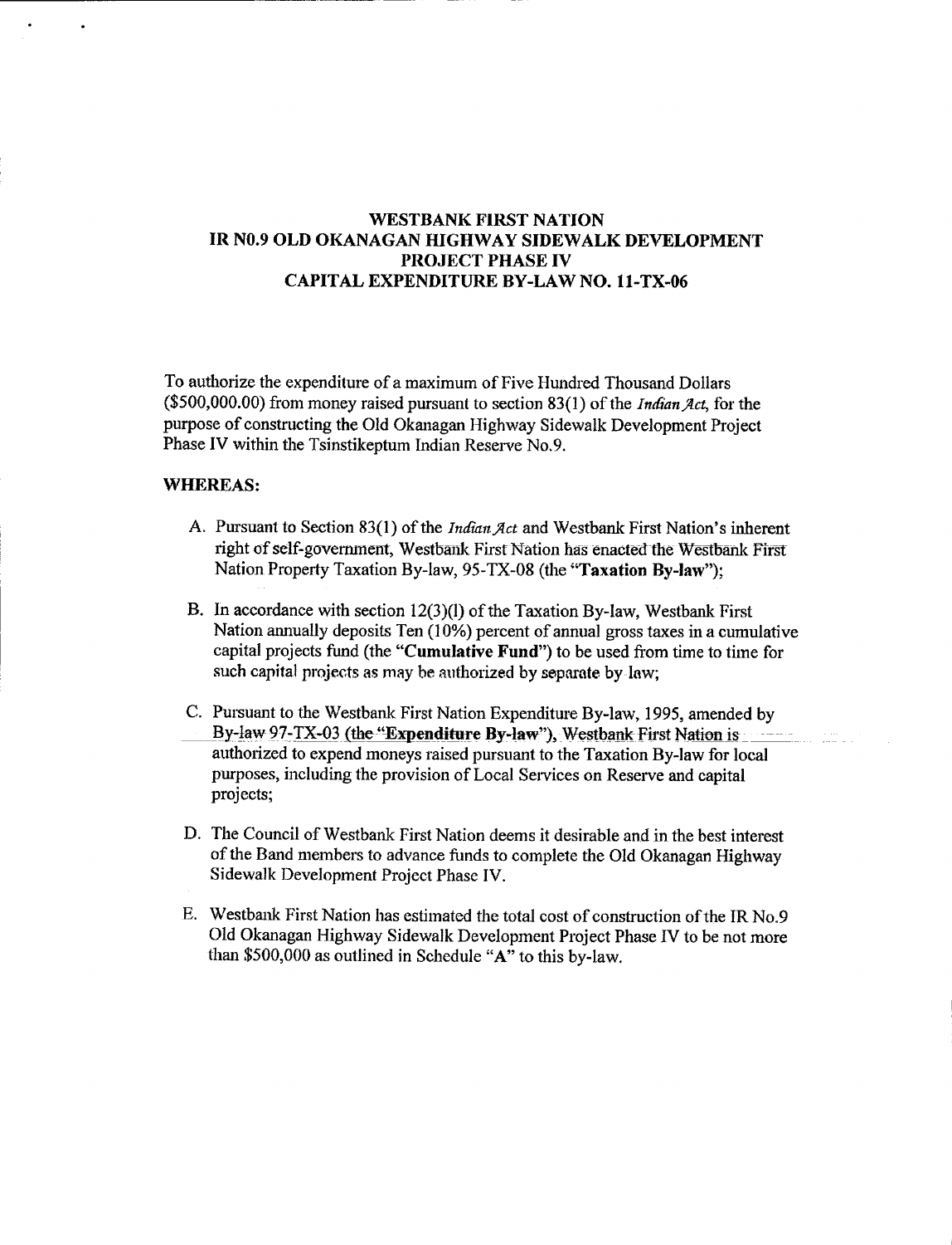# WESTBANK FIRST NATION
# IR N0.9 OLD OKANAGAN HIGHWAY SIDEWALK DEVELOPMENT PROJECT PHASE IV
# CAPITAL EXPENDITURE BY-LAW NO. 11-TX-06

To authorize the expenditure of a maximum of Five Hundred Thousand Dollars ($500,000.00) from money raised pursuant to section 83(1) of the *Indian Act*, for the purpose of constructing the Old Okanagan Highway Sidewalk Development Project Phase IV within the Tsinstikeptum Indian Reserve No.9.

**WHEREAS:**

A. Pursuant to Section 83(1) of the *Indian Act* and Westbank First Nation's inherent right of self-government, Westbank First Nation has enacted the Westbank First Nation Property Taxation By-law, 95-TX-08 (the "**Taxation By-law**");

B. In accordance with section 12(3)(l) of the Taxation By-law, Westbank First Nation annually deposits Ten (10%) percent of annual gross taxes in a cumulative capital projects fund (the "**Cumulative Fund**") to be used from time to time for such capital projects as may be authorized by separate by law;

C. Pursuant to the Westbank First Nation Expenditure By-law, 1995, amended by By-law 97-TX-03 (the "**Expenditure By-law**"), Westbank First Nation is authorized to expend moneys raised pursuant to the Taxation By-law for local purposes, including the provision of Local Services on Reserve and capital projects;

D. The Council of Westbank First Nation deems it desirable and in the best interest of the Band members to advance funds to complete the Old Okanagan Highway Sidewalk Development Project Phase IV.

E. Westbank First Nation has estimated the total cost of construction of the IR No.9 Old Okanagan Highway Sidewalk Development Project Phase IV to be not more than $500,000 as outlined in Schedule "**A**" to this by-law.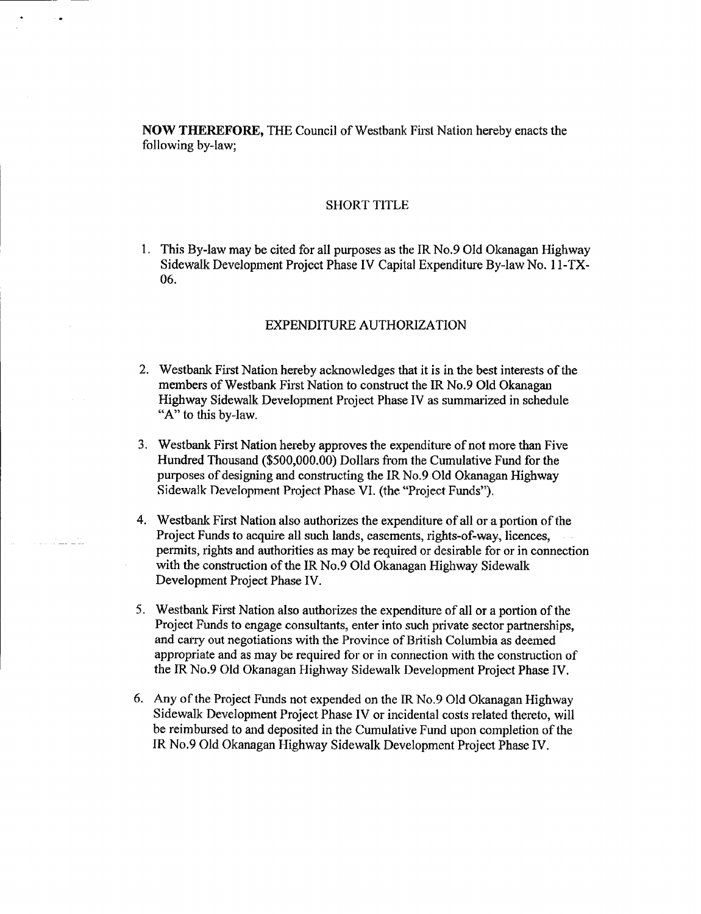**NOW THEREFORE,** THE Council of Westbank First Nation hereby enacts the following by-law;

## SHORT TITLE

1. This By-law may be cited for all purposes as the IR No.9 Old Okanagan Highway Sidewalk Development Project Phase IV Capital Expenditure By-law No. 11-TX-06.

## EXPENDITURE AUTHORIZATION

2. Westbank First Nation hereby acknowledges that it is in the best interests of the members of Westbank First Nation to construct the IR No.9 Old Okanagan Highway Sidewalk Development Project Phase IV as summarized in schedule "A" to this by-law.

3. Westbank First Nation hereby approves the expenditure of not more than Five Hundred Thousand ($500,000.00) Dollars from the Cumulative Fund for the purposes of designing and constructing the IR No.9 Old Okanagan Highway Sidewalk Development Project Phase VI. (the "Project Funds").

4. Westbank First Nation also authorizes the expenditure of all or a portion of the Project Funds to acquire all such lands, easements, rights-of-way, licences, permits, rights and authorities as may be required or desirable for or in connection with the construction of the IR No.9 Old Okanagan Highway Sidewalk Development Project Phase IV.

5. Westbank First Nation also authorizes the expenditure of all or a portion of the Project Funds to engage consultants, enter into such private sector partnerships, and carry out negotiations with the Province of British Columbia as deemed appropriate and as may be required for or in connection with the construction of the IR No.9 Old Okanagan Highway Sidewalk Development Project Phase IV.

6. Any of the Project Funds not expended on the IR No.9 Old Okanagan Highway Sidewalk Development Project Phase IV or incidental costs related thereto, will be reimbursed to and deposited in the Cumulative Fund upon completion of the IR No.9 Old Okanagan Highway Sidewalk Development Project Phase IV.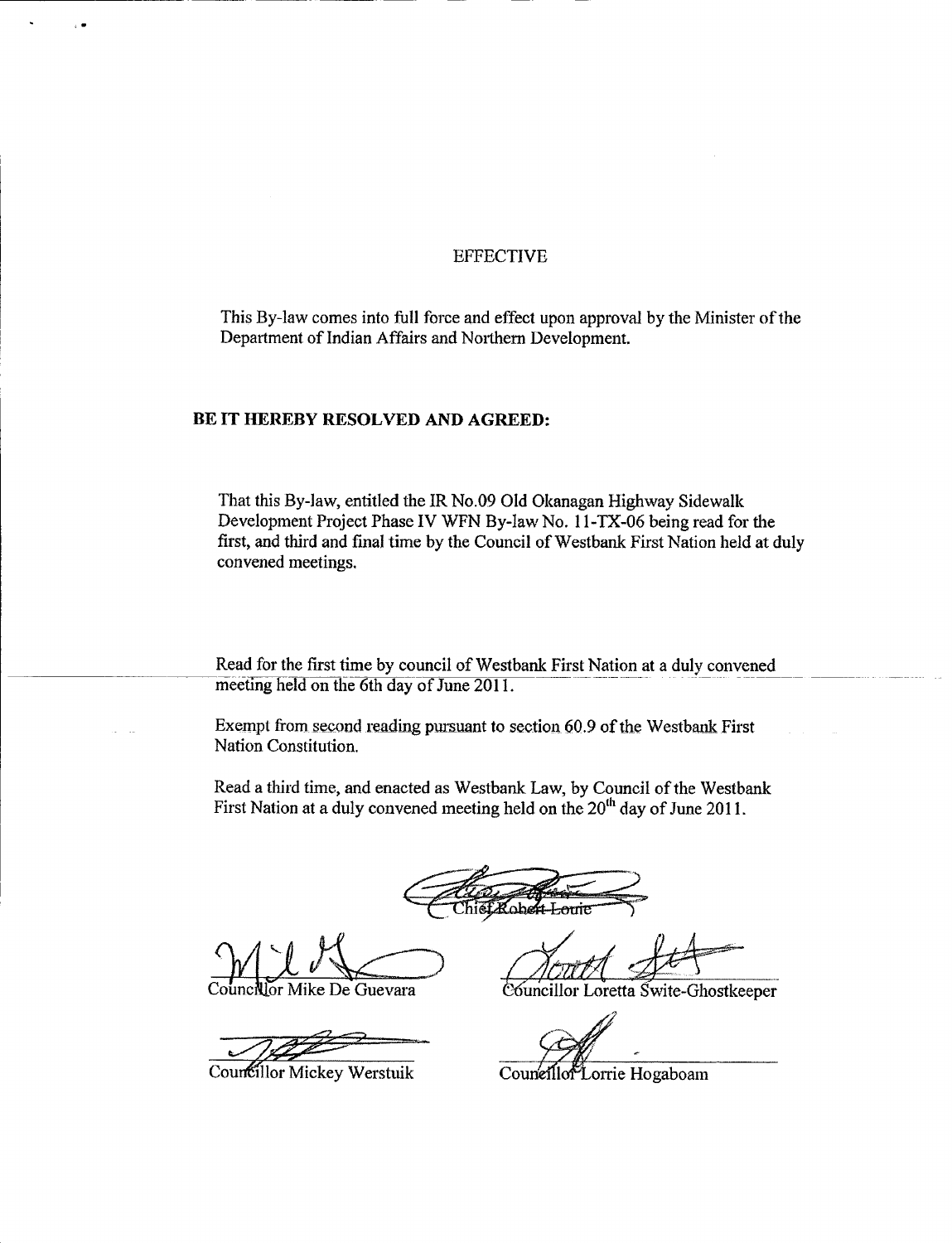## EFFECTIVE

This By-law comes into full force and effect upon approval by the Minister of the Department of Indian Affairs and Northern Development.

**BE IT HEREBY RESOLVED AND AGREED:**

That this By-law, entitled the IR No.09 Old Okanagan Highway Sidewalk Development Project Phase IV WFN By-law No. 11-TX-06 being read for the first, and third and final time by the Council of Westbank First Nation held at duly convened meetings.

Read for the first time by council of Westbank First Nation at a duly convened meeting held on the 6th day of June 2011.

Exempt from second reading pursuant to section 60.9 of the Westbank First Nation Constitution.

Read a third time, and enacted as Westbank Law, by Council of the Westbank First Nation at a duly convened meeting held on the 20th day of June 2011.

Chief Robert Louie

Councillor Mike De Guevara

Councillor Loretta Swite-Ghostkeeper

Councillor Mickey Werstuik

Councillor Lorrie Hogaboam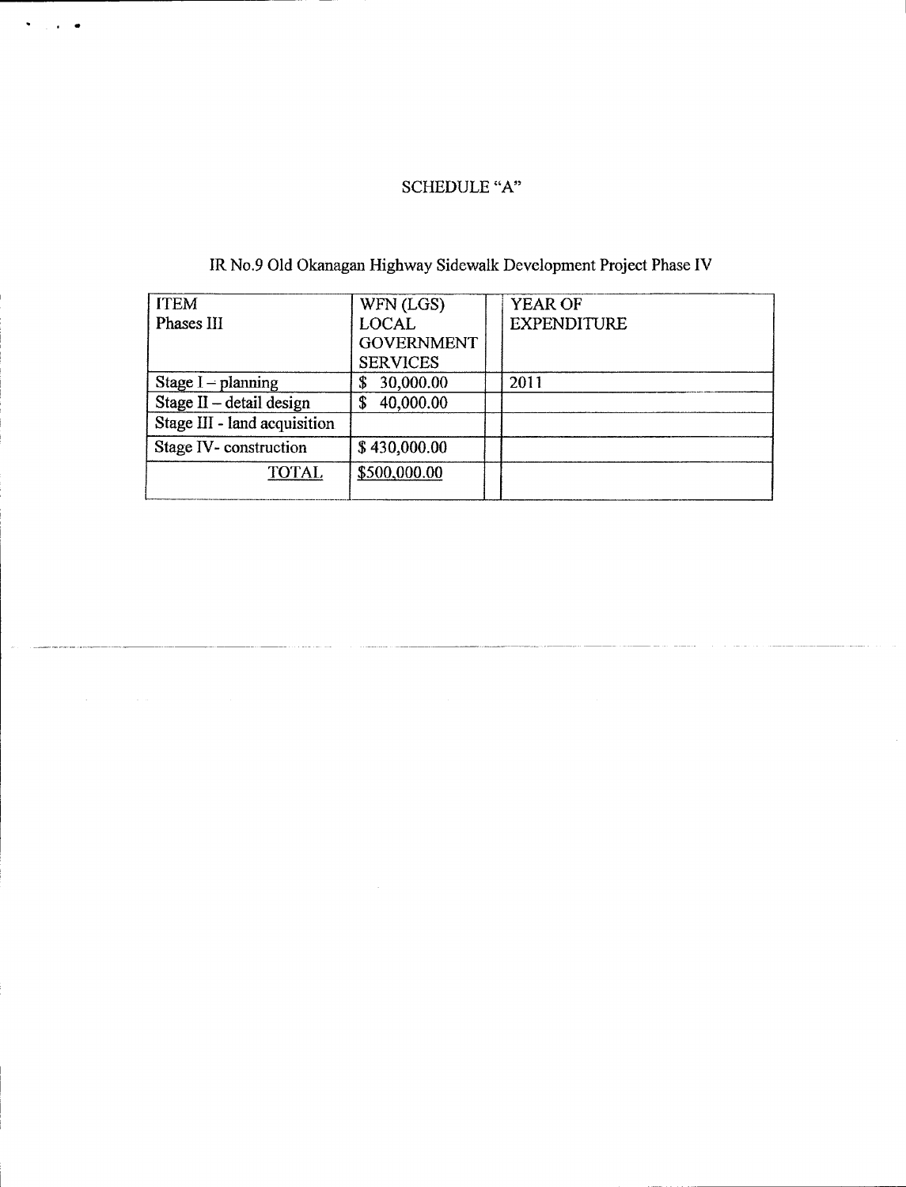SCHEDULE "A"

IR No.9 Old Okanagan Highway Sidewalk Development Project Phase IV

| ITEM<br>Phases III | WFN (LGS)<br>LOCAL<br>GOVERNMENT<br>SERVICES | | YEAR OF<br>EXPENDITURE |
|---|---|---|---|
| Stage I – planning | $ 30,000.00 | | 2011 |
| Stage II – detail design | $ 40,000.00 | | |
| Stage III - land acquisition | | | |
| Stage IV- construction | $ 430,000.00 | | |
| TOTAL | $500,000.00 | | |